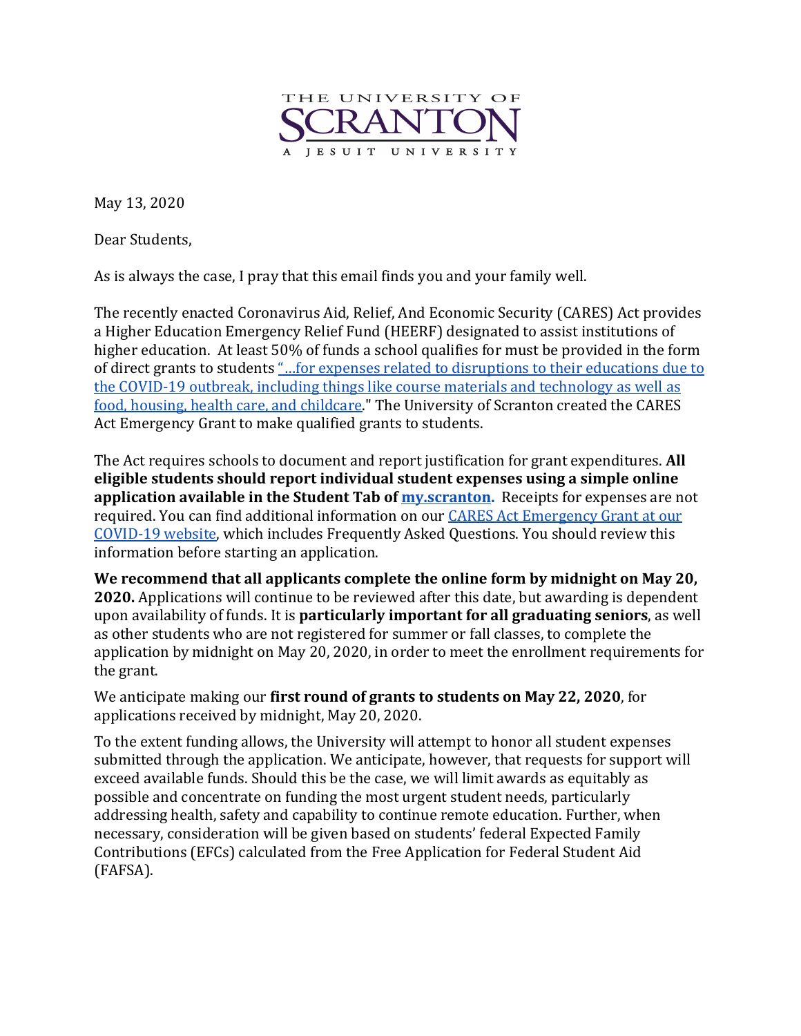THE UNIVERSITY OF SCRANTON

A JESUIT UNIVERSITY

May 13, 2020

Dear Students,

As is always the case, I pray that this email finds you and your family well.

The recently enacted Coronavirus Aid, Relief, And Economic Security (CARES) Act provides a Higher Education Emergency Relief Fund (HEERF) designated to assist institutions of higher education. At least 50% of funds a school qualifies for must be provided in the form of direct grants to students "...for expenses related to disruptions to their educations due to the COVID-19 outbreak, including things like course materials and technology as well as food, housing, health care, and childcare." The University of Scranton created the CARES Act Emergency Grant to make qualified grants to students.

The Act requires schools to document and report justification for grant expenditures. **All eligible students should report individual student expenses using a simple online application available in the Student Tab of my.scranton.** Receipts for expenses are not required. You can find additional information on our CARES Act Emergency Grant at our COVID-19 website, which includes Frequently Asked Questions. You should review this information before starting an application.

**We recommend that all applicants complete the online form by midnight on May 20, 2020.** Applications will continue to be reviewed after this date, but awarding is dependent upon availability of funds. It is **particularly important for all graduating seniors**, as well as other students who are not registered for summer or fall classes, to complete the application by midnight on May 20, 2020, in order to meet the enrollment requirements for the grant.

We anticipate making our **first round of grants to students on May 22, 2020**, for applications received by midnight, May 20, 2020.

To the extent funding allows, the University will attempt to honor all student expenses submitted through the application. We anticipate, however, that requests for support will exceed available funds. Should this be the case, we will limit awards as equitably as possible and concentrate on funding the most urgent student needs, particularly addressing health, safety and capability to continue remote education. Further, when necessary, consideration will be given based on students' federal Expected Family Contributions (EFCs) calculated from the Free Application for Federal Student Aid (FAFSA).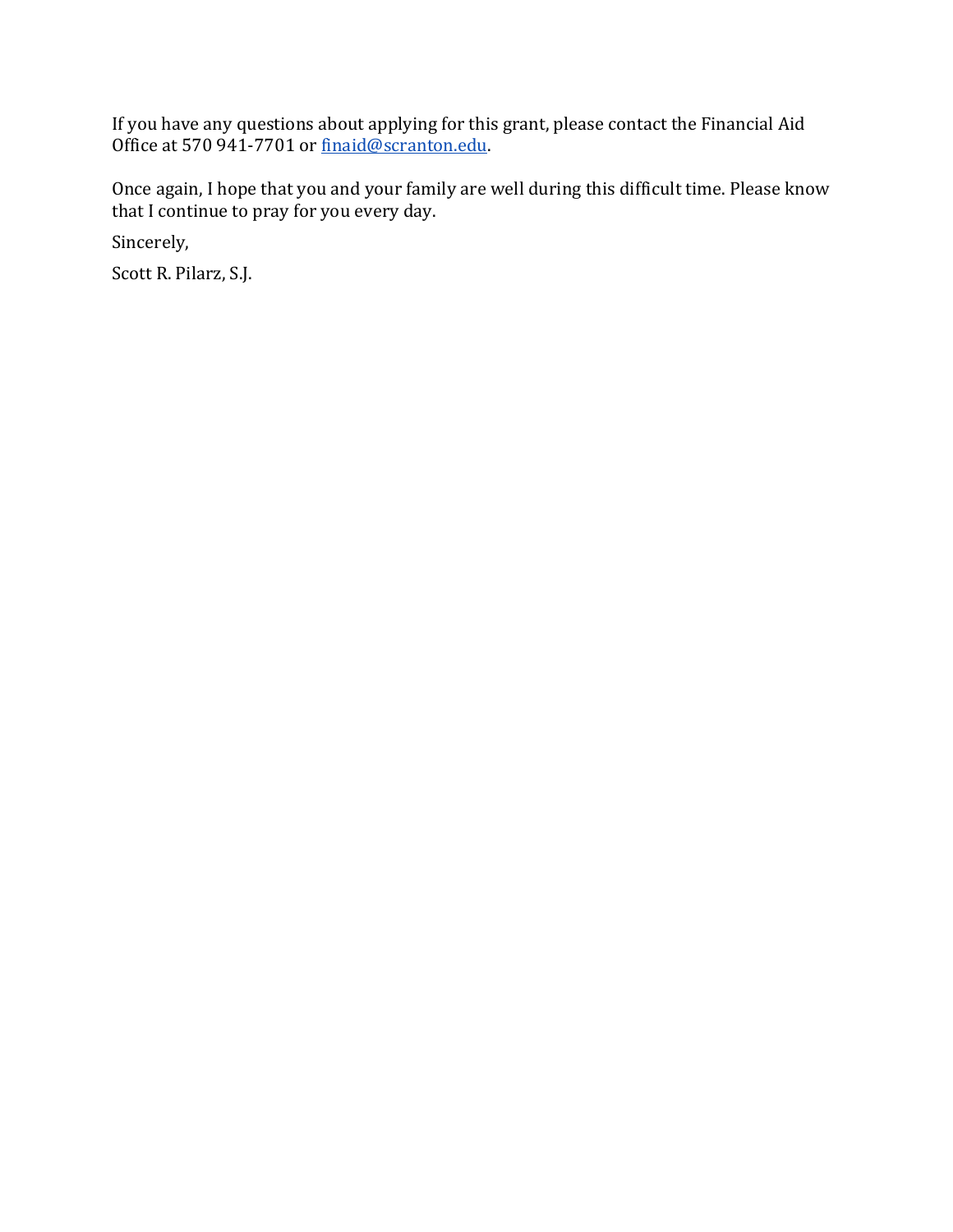If you have any questions about applying for this grant, please contact the Financial Aid Office at 570 941-7701 or finaid@scranton.edu.

Once again, I hope that you and your family are well during this difficult time. Please know that I continue to pray for you every day.

Sincerely,

Scott R. Pilarz, S.J.